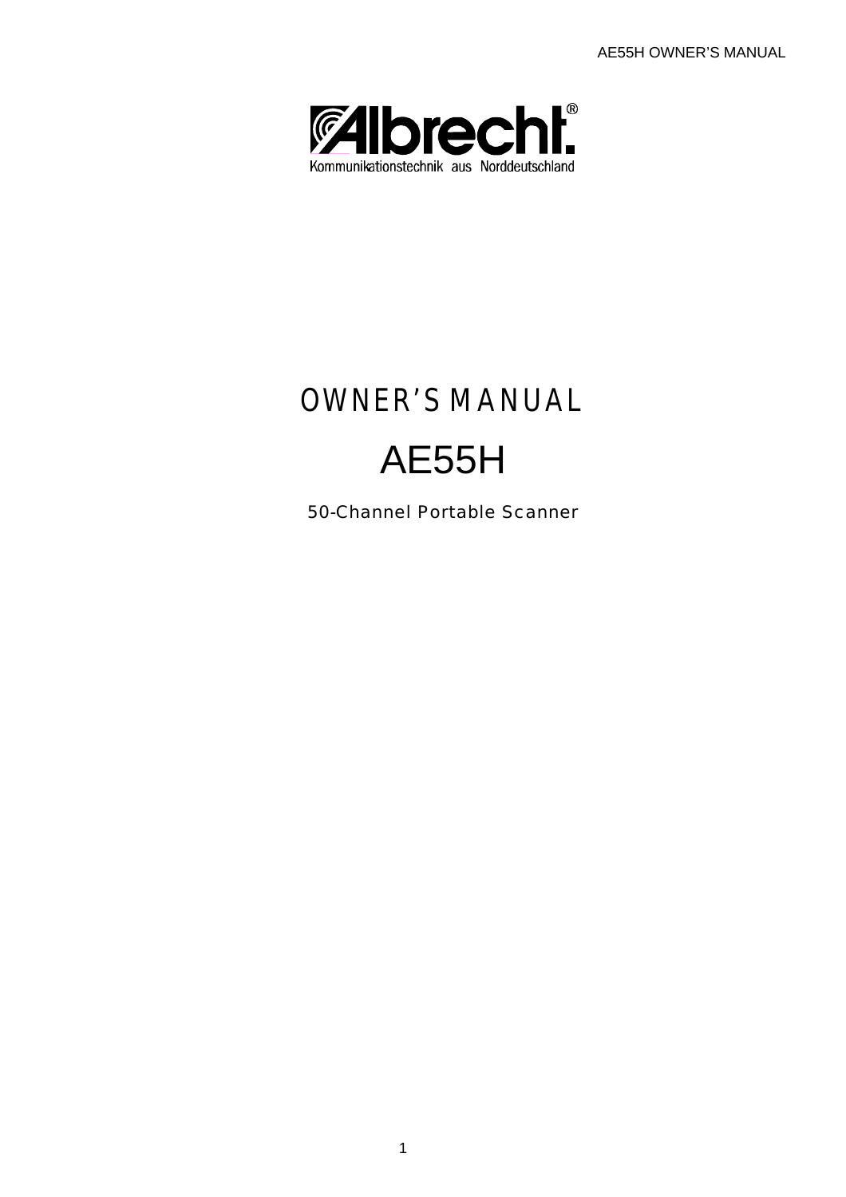Albrecht®

Kommunikationstechnik aus Norddeutschland

# OWNER'S MANUAL

# AE55H

50-Channel Portable Scanner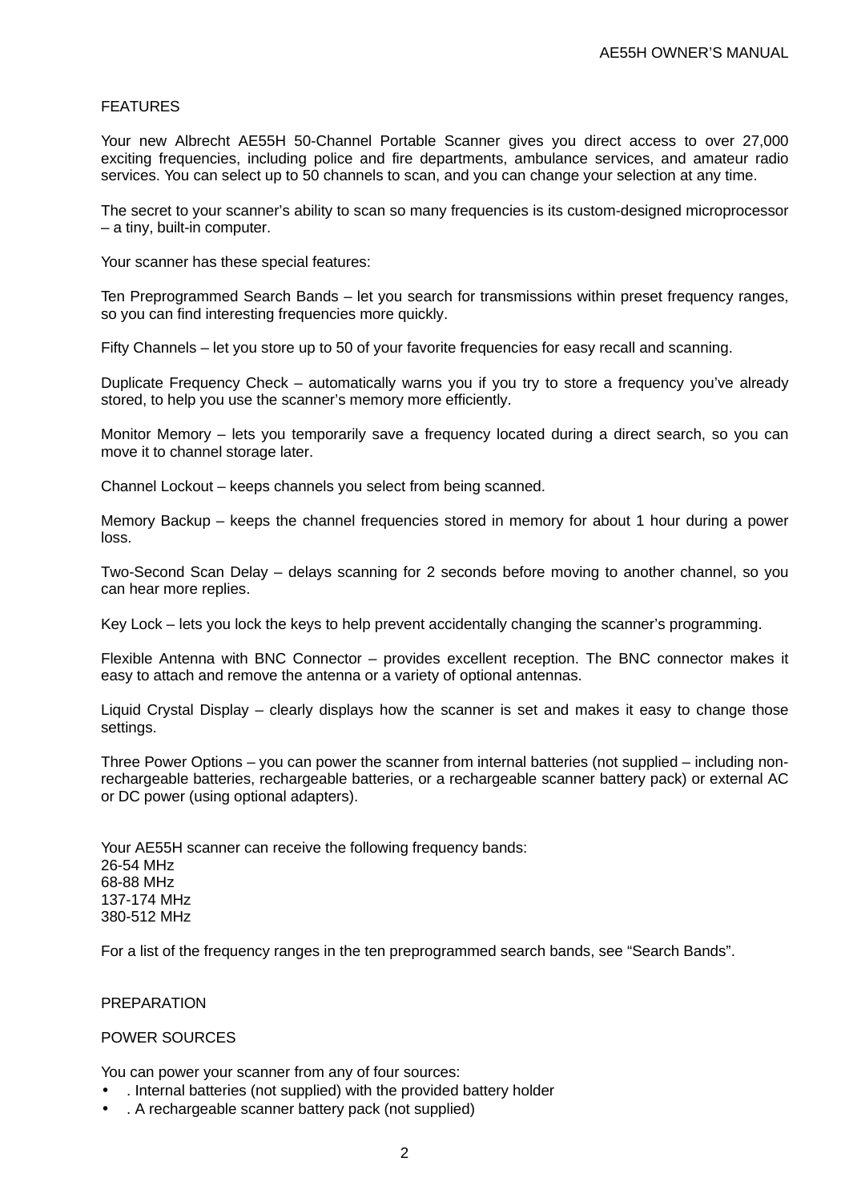## FEATURES

Your new Albrecht AE55H 50-Channel Portable Scanner gives you direct access to over 27,000 exciting frequencies, including police and fire departments, ambulance services, and amateur radio services. You can select up to 50 channels to scan, and you can change your selection at any time.

The secret to your scanner's ability to scan so many frequencies is its custom-designed microprocessor – a tiny, built-in computer.

Your scanner has these special features:

Ten Preprogrammed Search Bands – let you search for transmissions within preset frequency ranges, so you can find interesting frequencies more quickly.

Fifty Channels – let you store up to 50 of your favorite frequencies for easy recall and scanning.

Duplicate Frequency Check – automatically warns you if you try to store a frequency you've already stored, to help you use the scanner's memory more efficiently.

Monitor Memory – lets you temporarily save a frequency located during a direct search, so you can move it to channel storage later.

Channel Lockout – keeps channels you select from being scanned.

Memory Backup – keeps the channel frequencies stored in memory for about 1 hour during a power loss.

Two-Second Scan Delay – delays scanning for 2 seconds before moving to another channel, so you can hear more replies.

Key Lock – lets you lock the keys to help prevent accidentally changing the scanner's programming.

Flexible Antenna with BNC Connector – provides excellent reception. The BNC connector makes it easy to attach and remove the antenna or a variety of optional antennas.

Liquid Crystal Display – clearly displays how the scanner is set and makes it easy to change those settings.

Three Power Options – you can power the scanner from internal batteries (not supplied – including non-rechargeable batteries, rechargeable batteries, or a rechargeable scanner battery pack) or external AC or DC power (using optional adapters).

Your AE55H scanner can receive the following frequency bands:
26-54 MHz
68-88 MHz
137-174 MHz
380-512 MHz

For a list of the frequency ranges in the ten preprogrammed search bands, see "Search Bands".

## PREPARATION

### POWER SOURCES

You can power your scanner from any of four sources:

- . Internal batteries (not supplied) with the provided battery holder
- . A rechargeable scanner battery pack (not supplied)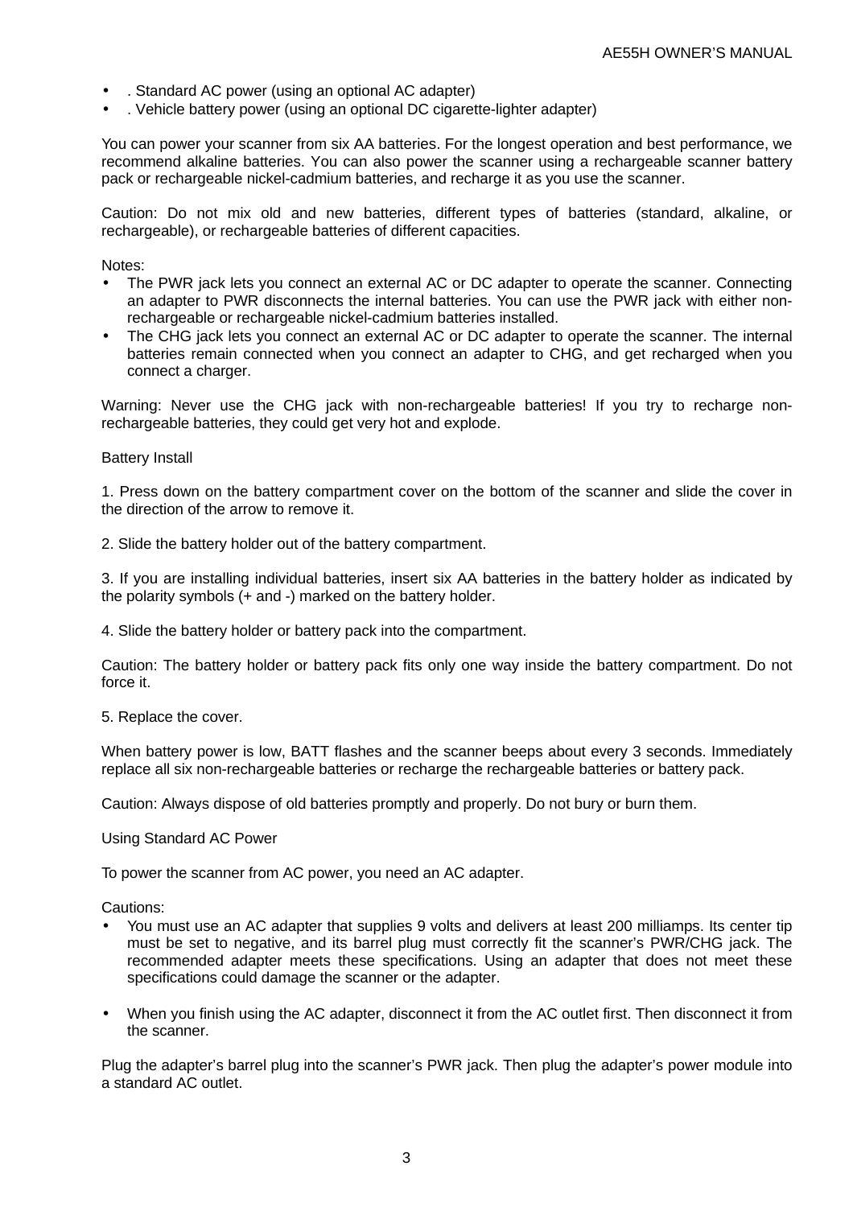- . Standard AC power (using an optional AC adapter)
- . Vehicle battery power (using an optional DC cigarette-lighter adapter)

You can power your scanner from six AA batteries. For the longest operation and best performance, we recommend alkaline batteries. You can also power the scanner using a rechargeable scanner battery pack or rechargeable nickel-cadmium batteries, and recharge it as you use the scanner.

Caution: Do not mix old and new batteries, different types of batteries (standard, alkaline, or rechargeable), or rechargeable batteries of different capacities.

Notes:

- The PWR jack lets you connect an external AC or DC adapter to operate the scanner. Connecting an adapter to PWR disconnects the internal batteries. You can use the PWR jack with either non-rechargeable or rechargeable nickel-cadmium batteries installed.
- The CHG jack lets you connect an external AC or DC adapter to operate the scanner. The internal batteries remain connected when you connect an adapter to CHG, and get recharged when you connect a charger.

Warning: Never use the CHG jack with non-rechargeable batteries! If you try to recharge non-rechargeable batteries, they could get very hot and explode.

Battery Install

1. Press down on the battery compartment cover on the bottom of the scanner and slide the cover in the direction of the arrow to remove it.

2. Slide the battery holder out of the battery compartment.

3. If you are installing individual batteries, insert six AA batteries in the battery holder as indicated by the polarity symbols (+ and -) marked on the battery holder.

4. Slide the battery holder or battery pack into the compartment.

Caution: The battery holder or battery pack fits only one way inside the battery compartment. Do not force it.

5. Replace the cover.

When battery power is low, BATT flashes and the scanner beeps about every 3 seconds. Immediately replace all six non-rechargeable batteries or recharge the rechargeable batteries or battery pack.

Caution: Always dispose of old batteries promptly and properly. Do not bury or burn them.

Using Standard AC Power

To power the scanner from AC power, you need an AC adapter.

Cautions:

- You must use an AC adapter that supplies 9 volts and delivers at least 200 milliamps. Its center tip must be set to negative, and its barrel plug must correctly fit the scanner's PWR/CHG jack. The recommended adapter meets these specifications. Using an adapter that does not meet these specifications could damage the scanner or the adapter.

- When you finish using the AC adapter, disconnect it from the AC outlet first. Then disconnect it from the scanner.

Plug the adapter's barrel plug into the scanner's PWR jack. Then plug the adapter's power module into a standard AC outlet.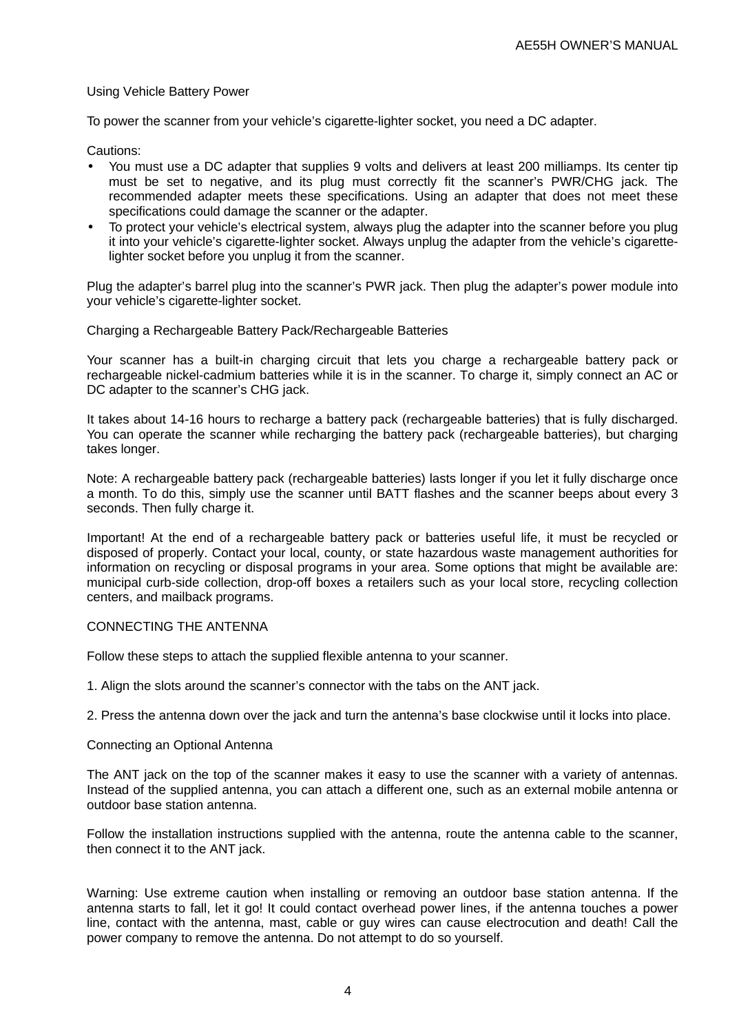## Using Vehicle Battery Power

To power the scanner from your vehicle's cigarette-lighter socket, you need a DC adapter.

Cautions:

- You must use a DC adapter that supplies 9 volts and delivers at least 200 milliamps. Its center tip must be set to negative, and its plug must correctly fit the scanner's PWR/CHG jack. The recommended adapter meets these specifications. Using an adapter that does not meet these specifications could damage the scanner or the adapter.
- To protect your vehicle's electrical system, always plug the adapter into the scanner before you plug it into your vehicle's cigarette-lighter socket. Always unplug the adapter from the vehicle's cigarette-lighter socket before you unplug it from the scanner.

Plug the adapter's barrel plug into the scanner's PWR jack. Then plug the adapter's power module into your vehicle's cigarette-lighter socket.

## Charging a Rechargeable Battery Pack/Rechargeable Batteries

Your scanner has a built-in charging circuit that lets you charge a rechargeable battery pack or rechargeable nickel-cadmium batteries while it is in the scanner. To charge it, simply connect an AC or DC adapter to the scanner's CHG jack.

It takes about 14-16 hours to recharge a battery pack (rechargeable batteries) that is fully discharged. You can operate the scanner while recharging the battery pack (rechargeable batteries), but charging takes longer.

Note: A rechargeable battery pack (rechargeable batteries) lasts longer if you let it fully discharge once a month. To do this, simply use the scanner until BATT flashes and the scanner beeps about every 3 seconds. Then fully charge it.

Important! At the end of a rechargeable battery pack or batteries useful life, it must be recycled or disposed of properly. Contact your local, county, or state hazardous waste management authorities for information on recycling or disposal programs in your area. Some options that might be available are: municipal curb-side collection, drop-off boxes a retailers such as your local store, recycling collection centers, and mailback programs.

# CONNECTING THE ANTENNA

Follow these steps to attach the supplied flexible antenna to your scanner.

1. Align the slots around the scanner's connector with the tabs on the ANT jack.

2. Press the antenna down over the jack and turn the antenna's base clockwise until it locks into place.

## Connecting an Optional Antenna

The ANT jack on the top of the scanner makes it easy to use the scanner with a variety of antennas. Instead of the supplied antenna, you can attach a different one, such as an external mobile antenna or outdoor base station antenna.

Follow the installation instructions supplied with the antenna, route the antenna cable to the scanner, then connect it to the ANT jack.

Warning: Use extreme caution when installing or removing an outdoor base station antenna. If the antenna starts to fall, let it go! It could contact overhead power lines, if the antenna touches a power line, contact with the antenna, mast, cable or guy wires can cause electrocution and death! Call the power company to remove the antenna. Do not attempt to do so yourself.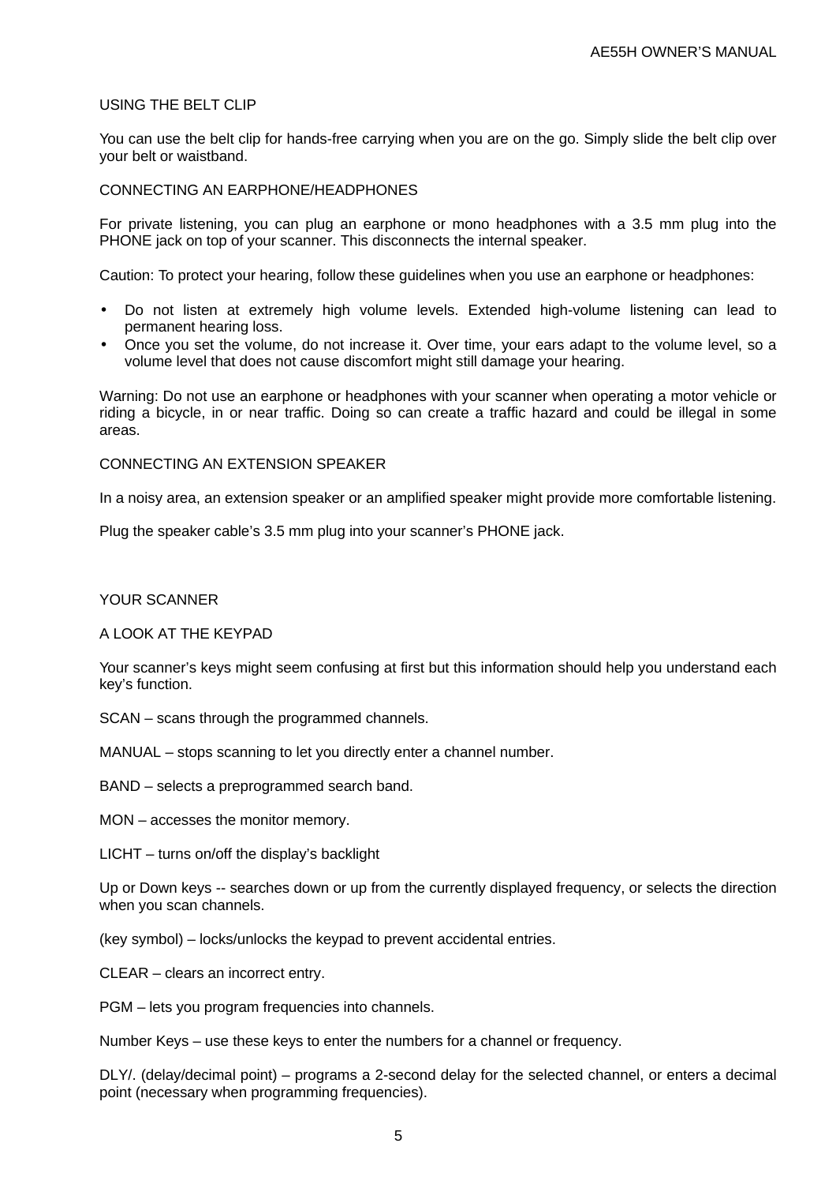## USING THE BELT CLIP

You can use the belt clip for hands-free carrying when you are on the go. Simply slide the belt clip over your belt or waistband.

## CONNECTING AN EARPHONE/HEADPHONES

For private listening, you can plug an earphone or mono headphones with a 3.5 mm plug into the PHONE jack on top of your scanner. This disconnects the internal speaker.

Caution: To protect your hearing, follow these guidelines when you use an earphone or headphones:

- Do not listen at extremely high volume levels. Extended high-volume listening can lead to permanent hearing loss.
- Once you set the volume, do not increase it. Over time, your ears adapt to the volume level, so a volume level that does not cause discomfort might still damage your hearing.

Warning: Do not use an earphone or headphones with your scanner when operating a motor vehicle or riding a bicycle, in or near traffic. Doing so can create a traffic hazard and could be illegal in some areas.

## CONNECTING AN EXTENSION SPEAKER

In a noisy area, an extension speaker or an amplified speaker might provide more comfortable listening.

Plug the speaker cable’s 3.5 mm plug into your scanner’s PHONE jack.

# YOUR SCANNER

## A LOOK AT THE KEYPAD

Your scanner’s keys might seem confusing at first but this information should help you understand each key’s function.

SCAN – scans through the programmed channels.

MANUAL – stops scanning to let you directly enter a channel number.

BAND – selects a preprogrammed search band.

MON – accesses the monitor memory.

LICHT – turns on/off the display’s backlight

Up or Down keys -- searches down or up from the currently displayed frequency, or selects the direction when you scan channels.

(key symbol) – locks/unlocks the keypad to prevent accidental entries.

CLEAR – clears an incorrect entry.

PGM – lets you program frequencies into channels.

Number Keys – use these keys to enter the numbers for a channel or frequency.

DLY/. (delay/decimal point) – programs a 2-second delay for the selected channel, or enters a decimal point (necessary when programming frequencies).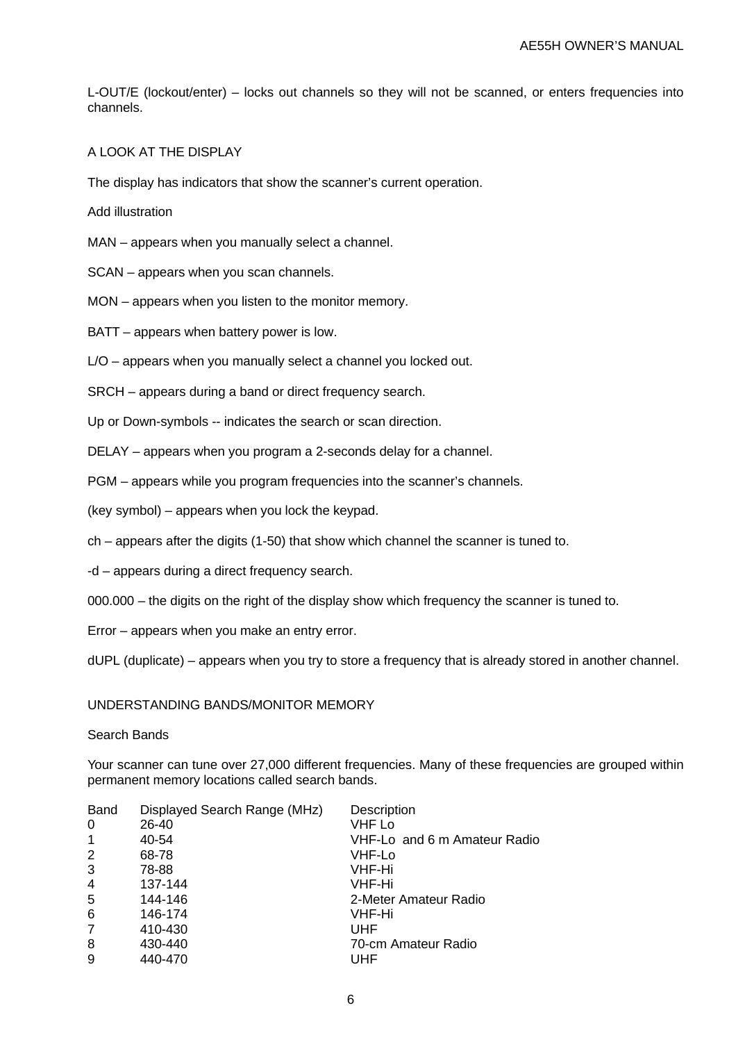L-OUT/E (lockout/enter) – locks out channels so they will not be scanned, or enters frequencies into channels.

## A LOOK AT THE DISPLAY

The display has indicators that show the scanner's current operation.

Add illustration

MAN – appears when you manually select a channel.

SCAN – appears when you scan channels.

MON – appears when you listen to the monitor memory.

BATT – appears when battery power is low.

L/O – appears when you manually select a channel you locked out.

SRCH – appears during a band or direct frequency search.

Up or Down-symbols -- indicates the search or scan direction.

DELAY – appears when you program a 2-seconds delay for a channel.

PGM – appears while you program frequencies into the scanner's channels.

(key symbol) – appears when you lock the keypad.

ch – appears after the digits (1-50) that show which channel the scanner is tuned to.

-d – appears during a direct frequency search.

000.000 – the digits on the right of the display show which frequency the scanner is tuned to.

Error – appears when you make an entry error.

dUPL (duplicate) – appears when you try to store a frequency that is already stored in another channel.

## UNDERSTANDING BANDS/MONITOR MEMORY

### Search Bands

Your scanner can tune over 27,000 different frequencies. Many of these frequencies are grouped within permanent memory locations called search bands.

| Band | Displayed Search Range (MHz) | Description |
| --- | --- | --- |
| 0 | 26-40 | VHF Lo |
| 1 | 40-54 | VHF-Lo and 6 m Amateur Radio |
| 2 | 68-78 | VHF-Lo |
| 3 | 78-88 | VHF-Hi |
| 4 | 137-144 | VHF-Hi |
| 5 | 144-146 | 2-Meter Amateur Radio |
| 6 | 146-174 | VHF-Hi |
| 7 | 410-430 | UHF |
| 8 | 430-440 | 70-cm Amateur Radio |
| 9 | 440-470 | UHF |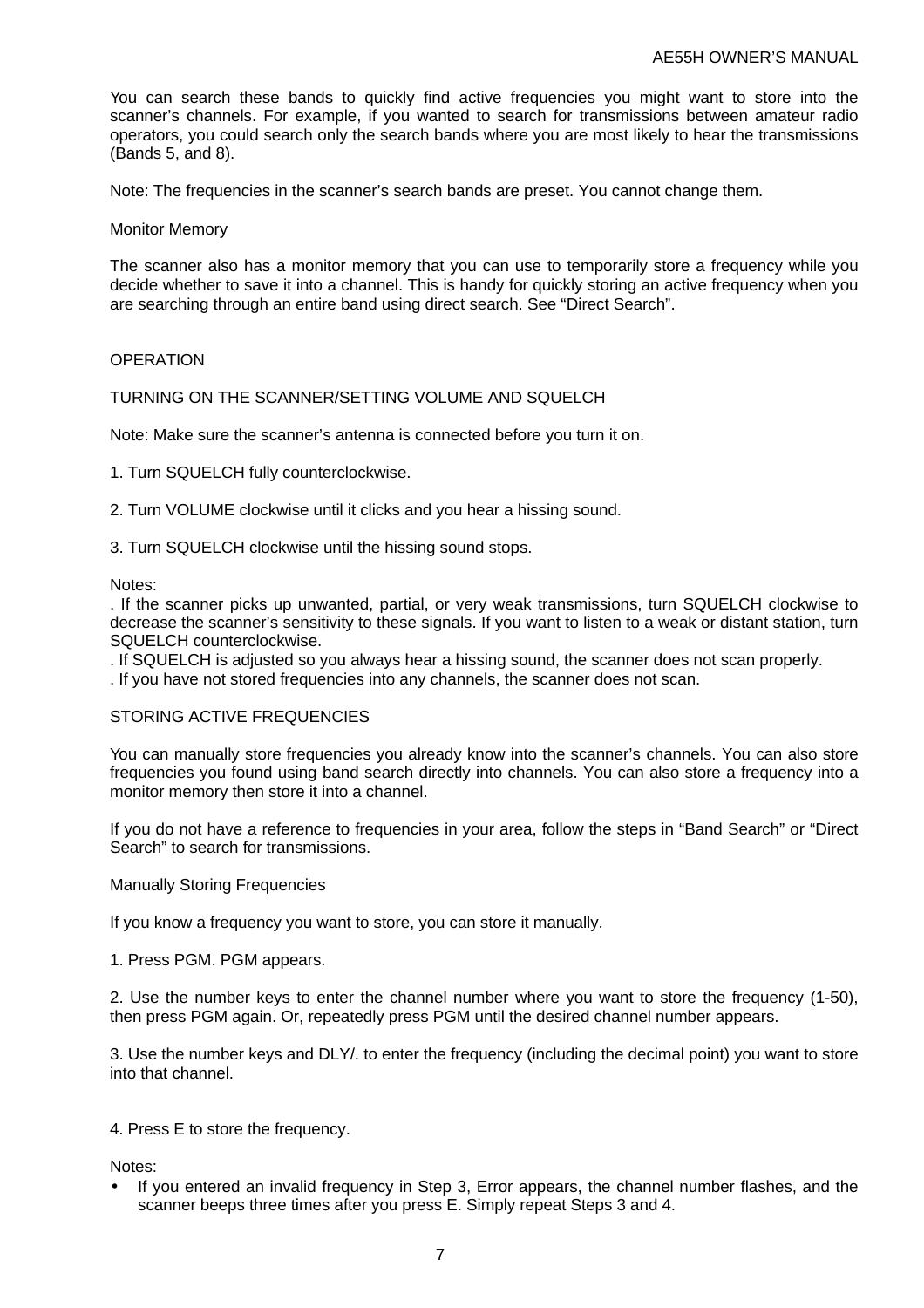You can search these bands to quickly find active frequencies you might want to store into the scanner's channels. For example, if you wanted to search for transmissions between amateur radio operators, you could search only the search bands where you are most likely to hear the transmissions (Bands 5, and 8).

Note: The frequencies in the scanner's search bands are preset. You cannot change them.

### Monitor Memory

The scanner also has a monitor memory that you can use to temporarily store a frequency while you decide whether to save it into a channel. This is handy for quickly storing an active frequency when you are searching through an entire band using direct search. See "Direct Search".

# OPERATION

## TURNING ON THE SCANNER/SETTING VOLUME AND SQUELCH

Note: Make sure the scanner's antenna is connected before you turn it on.

1. Turn SQUELCH fully counterclockwise.

2. Turn VOLUME clockwise until it clicks and you hear a hissing sound.

3. Turn SQUELCH clockwise until the hissing sound stops.

Notes:

. If the scanner picks up unwanted, partial, or very weak transmissions, turn SQUELCH clockwise to decrease the scanner's sensitivity to these signals. If you want to listen to a weak or distant station, turn SQUELCH counterclockwise.

. If SQUELCH is adjusted so you always hear a hissing sound, the scanner does not scan properly.

. If you have not stored frequencies into any channels, the scanner does not scan.

## STORING ACTIVE FREQUENCIES

You can manually store frequencies you already know into the scanner's channels. You can also store frequencies you found using band search directly into channels. You can also store a frequency into a monitor memory then store it into a channel.

If you do not have a reference to frequencies in your area, follow the steps in "Band Search" or "Direct Search" to search for transmissions.

### Manually Storing Frequencies

If you know a frequency you want to store, you can store it manually.

1. Press PGM. PGM appears.

2. Use the number keys to enter the channel number where you want to store the frequency (1-50), then press PGM again. Or, repeatedly press PGM until the desired channel number appears.

3. Use the number keys and DLY/. to enter the frequency (including the decimal point) you want to store into that channel.

4. Press E to store the frequency.

Notes:

- If you entered an invalid frequency in Step 3, Error appears, the channel number flashes, and the scanner beeps three times after you press E. Simply repeat Steps 3 and 4.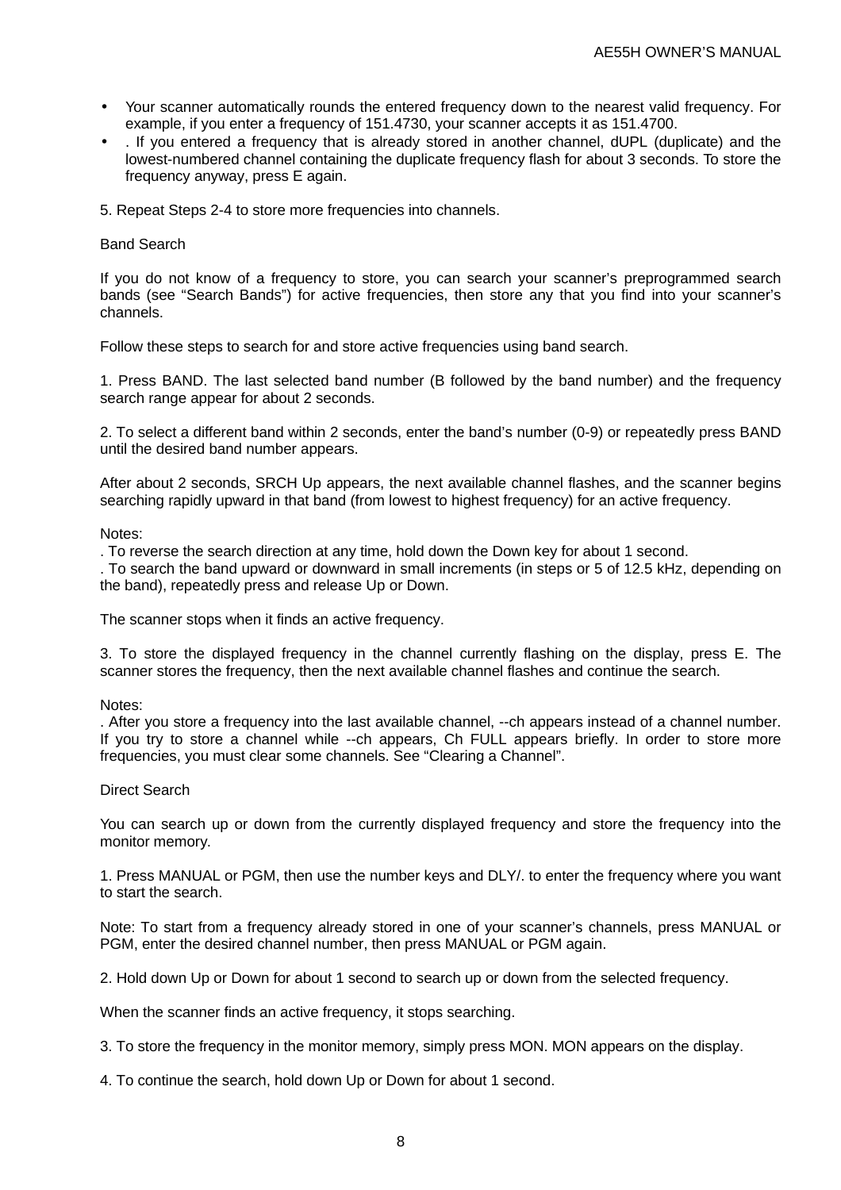- Your scanner automatically rounds the entered frequency down to the nearest valid frequency. For example, if you enter a frequency of 151.4730, your scanner accepts it as 151.4700.
- . If you entered a frequency that is already stored in another channel, dUPL (duplicate) and the lowest-numbered channel containing the duplicate frequency flash for about 3 seconds. To store the frequency anyway, press E again.

5. Repeat Steps 2-4 to store more frequencies into channels.

## Band Search

If you do not know of a frequency to store, you can search your scanner's preprogrammed search bands (see "Search Bands") for active frequencies, then store any that you find into your scanner's channels.

Follow these steps to search for and store active frequencies using band search.

1. Press BAND. The last selected band number (B followed by the band number) and the frequency search range appear for about 2 seconds.

2. To select a different band within 2 seconds, enter the band's number (0-9) or repeatedly press BAND until the desired band number appears.

After about 2 seconds, SRCH Up appears, the next available channel flashes, and the scanner begins searching rapidly upward in that band (from lowest to highest frequency) for an active frequency.

Notes:
. To reverse the search direction at any time, hold down the Down key for about 1 second.
. To search the band upward or downward in small increments (in steps or 5 of 12.5 kHz, depending on the band), repeatedly press and release Up or Down.

The scanner stops when it finds an active frequency.

3. To store the displayed frequency in the channel currently flashing on the display, press E. The scanner stores the frequency, then the next available channel flashes and continue the search.

Notes:
. After you store a frequency into the last available channel, --ch appears instead of a channel number. If you try to store a channel while --ch appears, Ch FULL appears briefly. In order to store more frequencies, you must clear some channels. See "Clearing a Channel".

## Direct Search

You can search up or down from the currently displayed frequency and store the frequency into the monitor memory.

1. Press MANUAL or PGM, then use the number keys and DLY/. to enter the frequency where you want to start the search.

Note: To start from a frequency already stored in one of your scanner's channels, press MANUAL or PGM, enter the desired channel number, then press MANUAL or PGM again.

2. Hold down Up or Down for about 1 second to search up or down from the selected frequency.

When the scanner finds an active frequency, it stops searching.

3. To store the frequency in the monitor memory, simply press MON. MON appears on the display.

4. To continue the search, hold down Up or Down for about 1 second.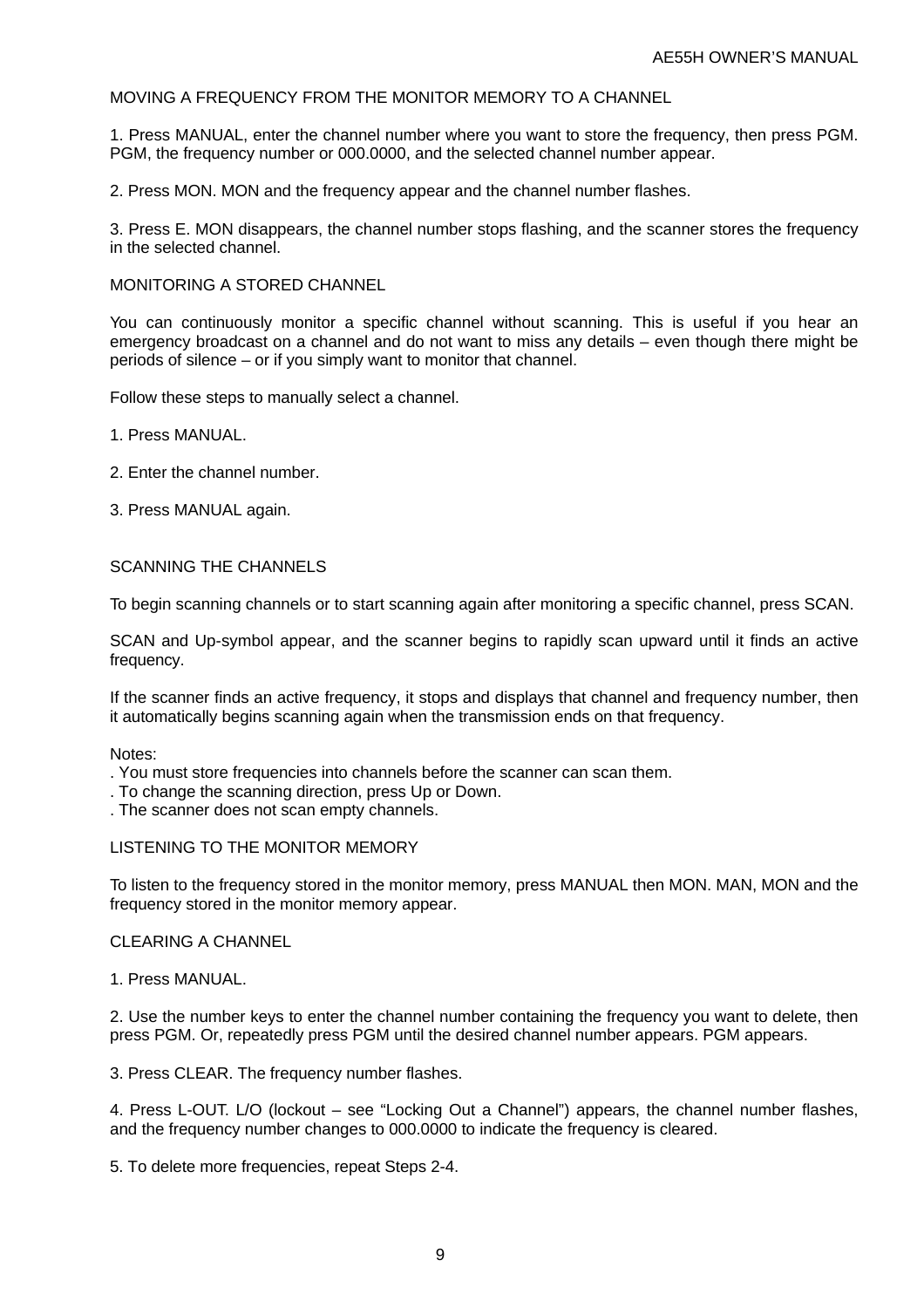## MOVING A FREQUENCY FROM THE MONITOR MEMORY TO A CHANNEL

1. Press MANUAL, enter the channel number where you want to store the frequency, then press PGM. PGM, the frequency number or 000.0000, and the selected channel number appear.

2. Press MON. MON and the frequency appear and the channel number flashes.

3. Press E. MON disappears, the channel number stops flashing, and the scanner stores the frequency in the selected channel.

## MONITORING A STORED CHANNEL

You can continuously monitor a specific channel without scanning. This is useful if you hear an emergency broadcast on a channel and do not want to miss any details – even though there might be periods of silence – or if you simply want to monitor that channel.

Follow these steps to manually select a channel.

1. Press MANUAL.

2. Enter the channel number.

3. Press MANUAL again.

## SCANNING THE CHANNELS

To begin scanning channels or to start scanning again after monitoring a specific channel, press SCAN.

SCAN and Up-symbol appear, and the scanner begins to rapidly scan upward until it finds an active frequency.

If the scanner finds an active frequency, it stops and displays that channel and frequency number, then it automatically begins scanning again when the transmission ends on that frequency.

Notes:
. You must store frequencies into channels before the scanner can scan them.
. To change the scanning direction, press Up or Down.
. The scanner does not scan empty channels.

## LISTENING TO THE MONITOR MEMORY

To listen to the frequency stored in the monitor memory, press MANUAL then MON. MAN, MON and the frequency stored in the monitor memory appear.

## CLEARING A CHANNEL

1. Press MANUAL.

2. Use the number keys to enter the channel number containing the frequency you want to delete, then press PGM. Or, repeatedly press PGM until the desired channel number appears. PGM appears.

3. Press CLEAR. The frequency number flashes.

4. Press L-OUT. L/O (lockout – see "Locking Out a Channel") appears, the channel number flashes, and the frequency number changes to 000.0000 to indicate the frequency is cleared.

5. To delete more frequencies, repeat Steps 2-4.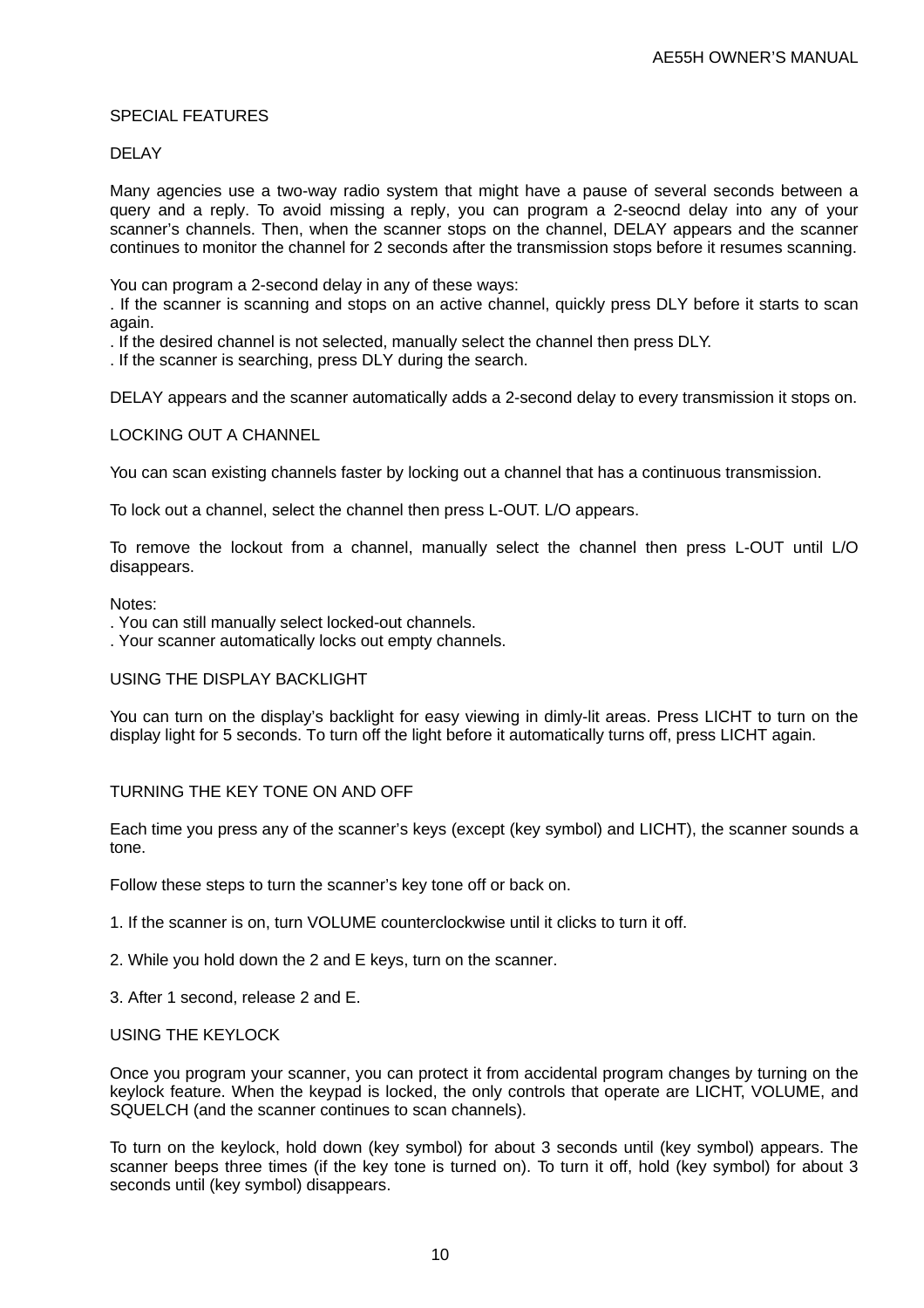# SPECIAL FEATURES

## DELAY

Many agencies use a two-way radio system that might have a pause of several seconds between a query and a reply. To avoid missing a reply, you can program a 2-seocnd delay into any of your scanner's channels. Then, when the scanner stops on the channel, DELAY appears and the scanner continues to monitor the channel for 2 seconds after the transmission stops before it resumes scanning.

You can program a 2-second delay in any of these ways:

- . If the scanner is scanning and stops on an active channel, quickly press DLY before it starts to scan again.
- . If the desired channel is not selected, manually select the channel then press DLY.
- . If the scanner is searching, press DLY during the search.

DELAY appears and the scanner automatically adds a 2-second delay to every transmission it stops on.

## LOCKING OUT A CHANNEL

You can scan existing channels faster by locking out a channel that has a continuous transmission.

To lock out a channel, select the channel then press L-OUT. L/O appears.

To remove the lockout from a channel, manually select the channel then press L-OUT until L/O disappears.

Notes:

- . You can still manually select locked-out channels.
- . Your scanner automatically locks out empty channels.

## USING THE DISPLAY BACKLIGHT

You can turn on the display's backlight for easy viewing in dimly-lit areas. Press LICHT to turn on the display light for 5 seconds. To turn off the light before it automatically turns off, press LICHT again.

## TURNING THE KEY TONE ON AND OFF

Each time you press any of the scanner's keys (except (key symbol) and LICHT), the scanner sounds a tone.

Follow these steps to turn the scanner's key tone off or back on.

1. If the scanner is on, turn VOLUME counterclockwise until it clicks to turn it off.

2. While you hold down the 2 and E keys, turn on the scanner.

3. After 1 second, release 2 and E.

## USING THE KEYLOCK

Once you program your scanner, you can protect it from accidental program changes by turning on the keylock feature. When the keypad is locked, the only controls that operate are LICHT, VOLUME, and SQUELCH (and the scanner continues to scan channels).

To turn on the keylock, hold down (key symbol) for about 3 seconds until (key symbol) appears. The scanner beeps three times (if the key tone is turned on). To turn it off, hold (key symbol) for about 3 seconds until (key symbol) disappears.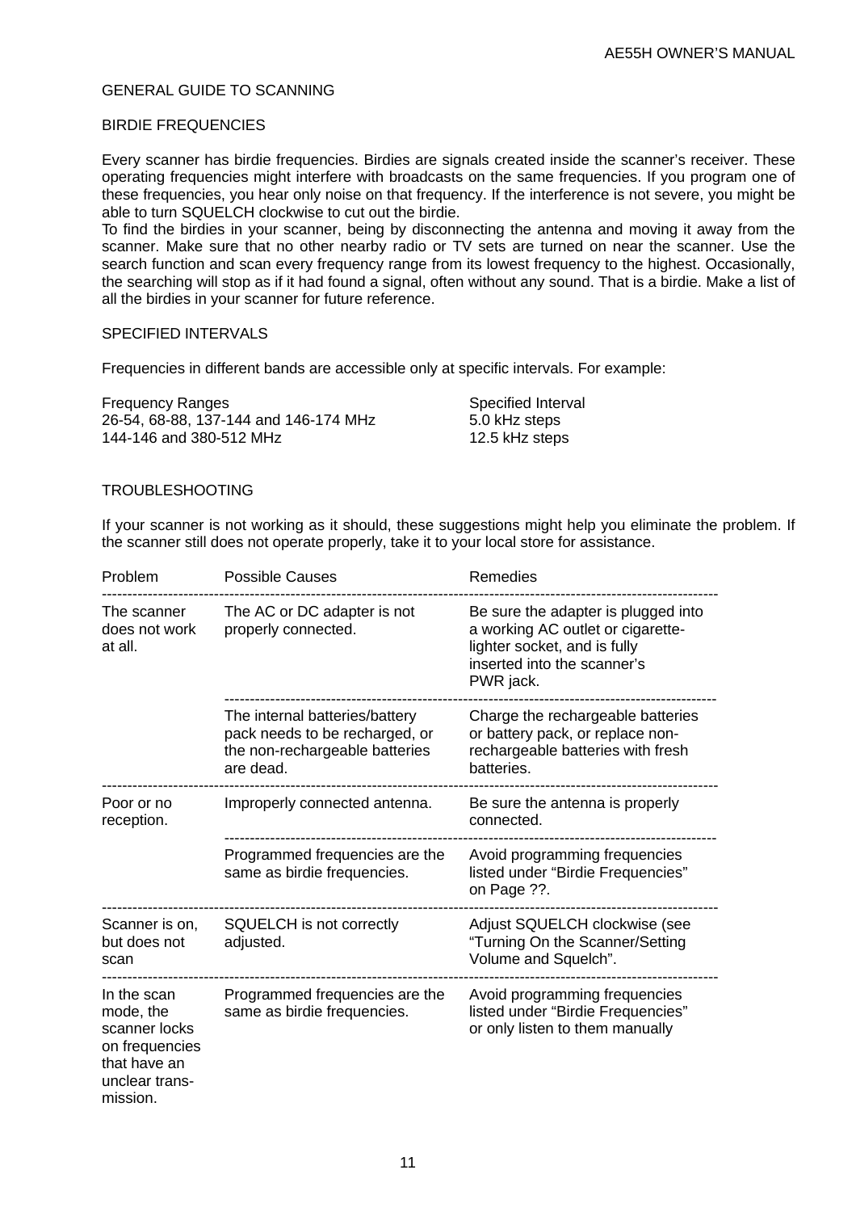## GENERAL GUIDE TO SCANNING

### BIRDIE FREQUENCIES

Every scanner has birdie frequencies. Birdies are signals created inside the scanner's receiver. These operating frequencies might interfere with broadcasts on the same frequencies. If you program one of these frequencies, you hear only noise on that frequency. If the interference is not severe, you might be able to turn SQUELCH clockwise to cut out the birdie.
To find the birdies in your scanner, being by disconnecting the antenna and moving it away from the scanner. Make sure that no other nearby radio or TV sets are turned on near the scanner. Use the search function and scan every frequency range from its lowest frequency to the highest. Occasionally, the searching will stop as if it had found a signal, often without any sound. That is a birdie. Make a list of all the birdies in your scanner for future reference.

### SPECIFIED INTERVALS

Frequencies in different bands are accessible only at specific intervals. For example:

| Frequency Ranges | Specified Interval |
|---|---|
| 26-54, 68-88, 137-144 and 146-174 MHz | 5.0 kHz steps |
| 144-146 and 380-512 MHz | 12.5 kHz steps |

## TROUBLESHOOTING

If your scanner is not working as it should, these suggestions might help you eliminate the problem. If the scanner still does not operate properly, take it to your local store for assistance.

| Problem | Possible Causes | Remedies |
|---|---|---|
| The scanner does not work at all. | The AC or DC adapter is not properly connected. | Be sure the adapter is plugged into a working AC outlet or cigarette-lighter socket, and is fully inserted into the scanner's PWR jack. |
| | The internal batteries/battery pack needs to be recharged, or the non-rechargeable batteries are dead. | Charge the rechargeable batteries or battery pack, or replace non-rechargeable batteries with fresh batteries. |
| Poor or no reception. | Improperly connected antenna. | Be sure the antenna is properly connected. |
| | Programmed frequencies are the same as birdie frequencies. | Avoid programming frequencies listed under "Birdie Frequencies" on Page ??. |
| Scanner is on, but does not scan | SQUELCH is not correctly adjusted. | Adjust SQUELCH clockwise (see "Turning On the Scanner/Setting Volume and Squelch". |
| In the scan mode, the scanner locks on frequencies that have an unclear trans-mission. | Programmed frequencies are the same as birdie frequencies. | Avoid programming frequencies listed under "Birdie Frequencies" or only listen to them manually |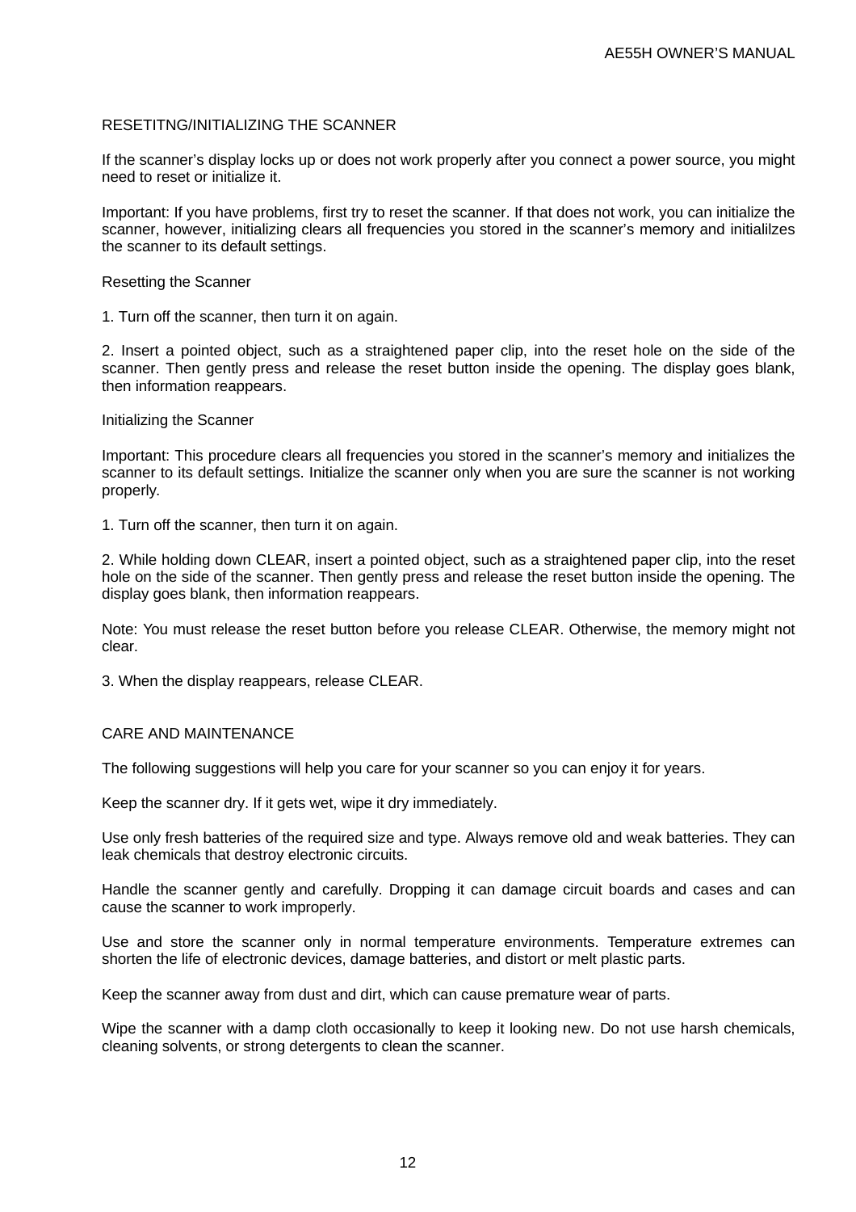## RESETITNG/INITIALIZING THE SCANNER

If the scanner's display locks up or does not work properly after you connect a power source, you might need to reset or initialize it.

Important: If you have problems, first try to reset the scanner. If that does not work, you can initialize the scanner, however, initializing clears all frequencies you stored in the scanner's memory and initialilzes the scanner to its default settings.

### Resetting the Scanner

1. Turn off the scanner, then turn it on again.

2. Insert a pointed object, such as a straightened paper clip, into the reset hole on the side of the scanner. Then gently press and release the reset button inside the opening. The display goes blank, then information reappears.

### Initializing the Scanner

Important: This procedure clears all frequencies you stored in the scanner's memory and initializes the scanner to its default settings. Initialize the scanner only when you are sure the scanner is not working properly.

1. Turn off the scanner, then turn it on again.

2. While holding down CLEAR, insert a pointed object, such as a straightened paper clip, into the reset hole on the side of the scanner. Then gently press and release the reset button inside the opening. The display goes blank, then information reappears.

Note: You must release the reset button before you release CLEAR. Otherwise, the memory might not clear.

3. When the display reappears, release CLEAR.

## CARE AND MAINTENANCE

The following suggestions will help you care for your scanner so you can enjoy it for years.

Keep the scanner dry. If it gets wet, wipe it dry immediately.

Use only fresh batteries of the required size and type. Always remove old and weak batteries. They can leak chemicals that destroy electronic circuits.

Handle the scanner gently and carefully. Dropping it can damage circuit boards and cases and can cause the scanner to work improperly.

Use and store the scanner only in normal temperature environments. Temperature extremes can shorten the life of electronic devices, damage batteries, and distort or melt plastic parts.

Keep the scanner away from dust and dirt, which can cause premature wear of parts.

Wipe the scanner with a damp cloth occasionally to keep it looking new. Do not use harsh chemicals, cleaning solvents, or strong detergents to clean the scanner.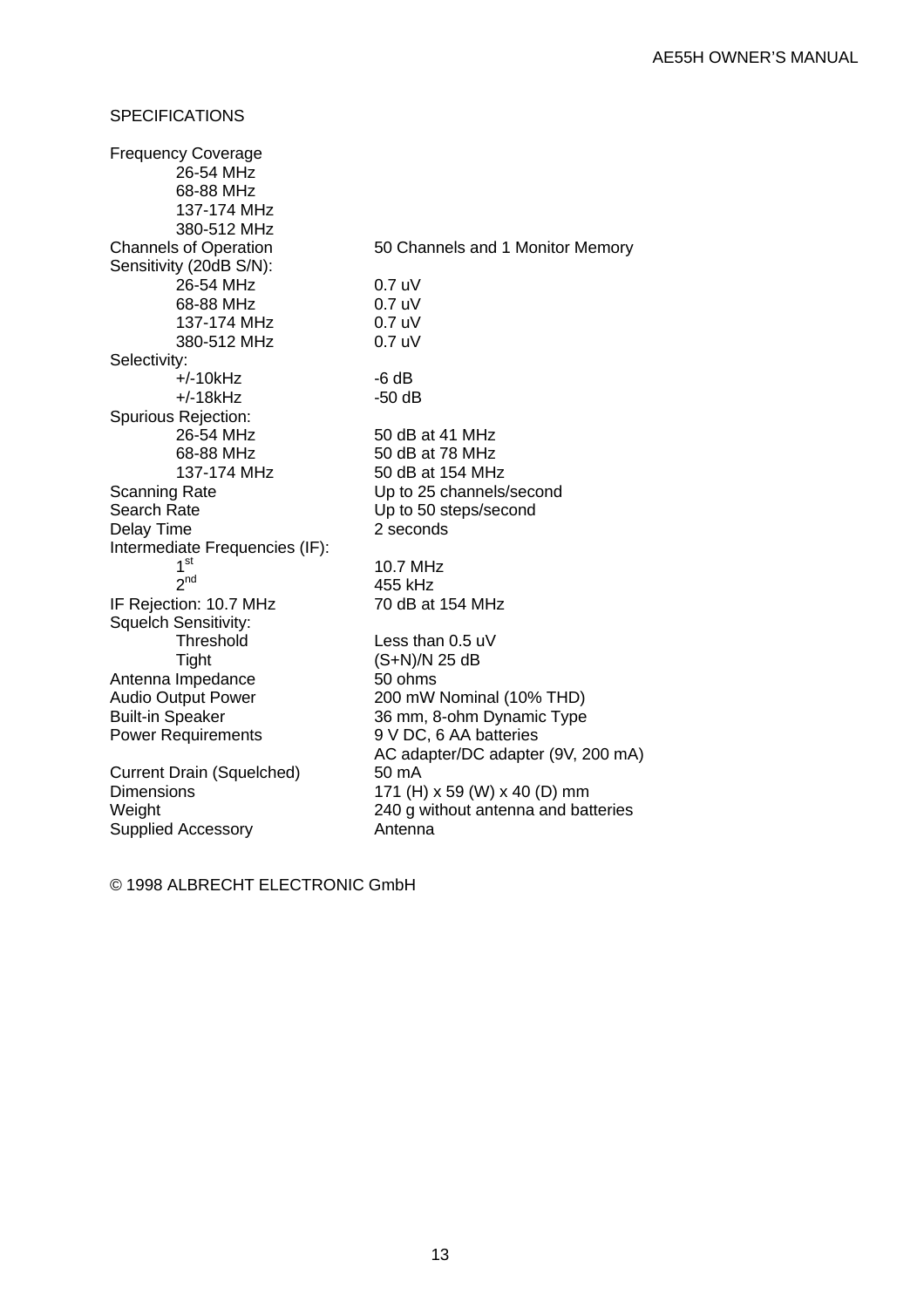## SPECIFICATIONS

| | |
|---|---|
| Frequency Coverage | |
| 26-54 MHz | |
| 68-88 MHz | |
| 137-174 MHz | |
| 380-512 MHz | |
| Channels of Operation | 50 Channels and 1 Monitor Memory |
| Sensitivity (20dB S/N): | |
| 26-54 MHz | 0.7 uV |
| 68-88 MHz | 0.7 uV |
| 137-174 MHz | 0.7 uV |
| 380-512 MHz | 0.7 uV |
| Selectivity: | |
| +/-10kHz | -6 dB |
| +/-18kHz | -50 dB |
| Spurious Rejection: | |
| 26-54 MHz | 50 dB at 41 MHz |
| 68-88 MHz | 50 dB at 78 MHz |
| 137-174 MHz | 50 dB at 154 MHz |
| Scanning Rate | Up to 25 channels/second |
| Search Rate | Up to 50 steps/second |
| Delay Time | 2 seconds |
| Intermediate Frequencies (IF): | |
| 1st | 10.7 MHz |
| 2nd | 455 kHz |
| IF Rejection: 10.7 MHz | 70 dB at 154 MHz |
| Squelch Sensitivity: | |
| Threshold | Less than 0.5 uV |
| Tight | (S+N)/N 25 dB |
| Antenna Impedance | 50 ohms |
| Audio Output Power | 200 mW Nominal (10% THD) |
| Built-in Speaker | 36 mm, 8-ohm Dynamic Type |
| Power Requirements | 9 V DC, 6 AA batteries<br>AC adapter/DC adapter (9V, 200 mA) |
| Current Drain (Squelched) | 50 mA |
| Dimensions | 171 (H) x 59 (W) x 40 (D) mm |
| Weight | 240 g without antenna and batteries |
| Supplied Accessory | Antenna |

© 1998 ALBRECHT ELECTRONIC GmbH